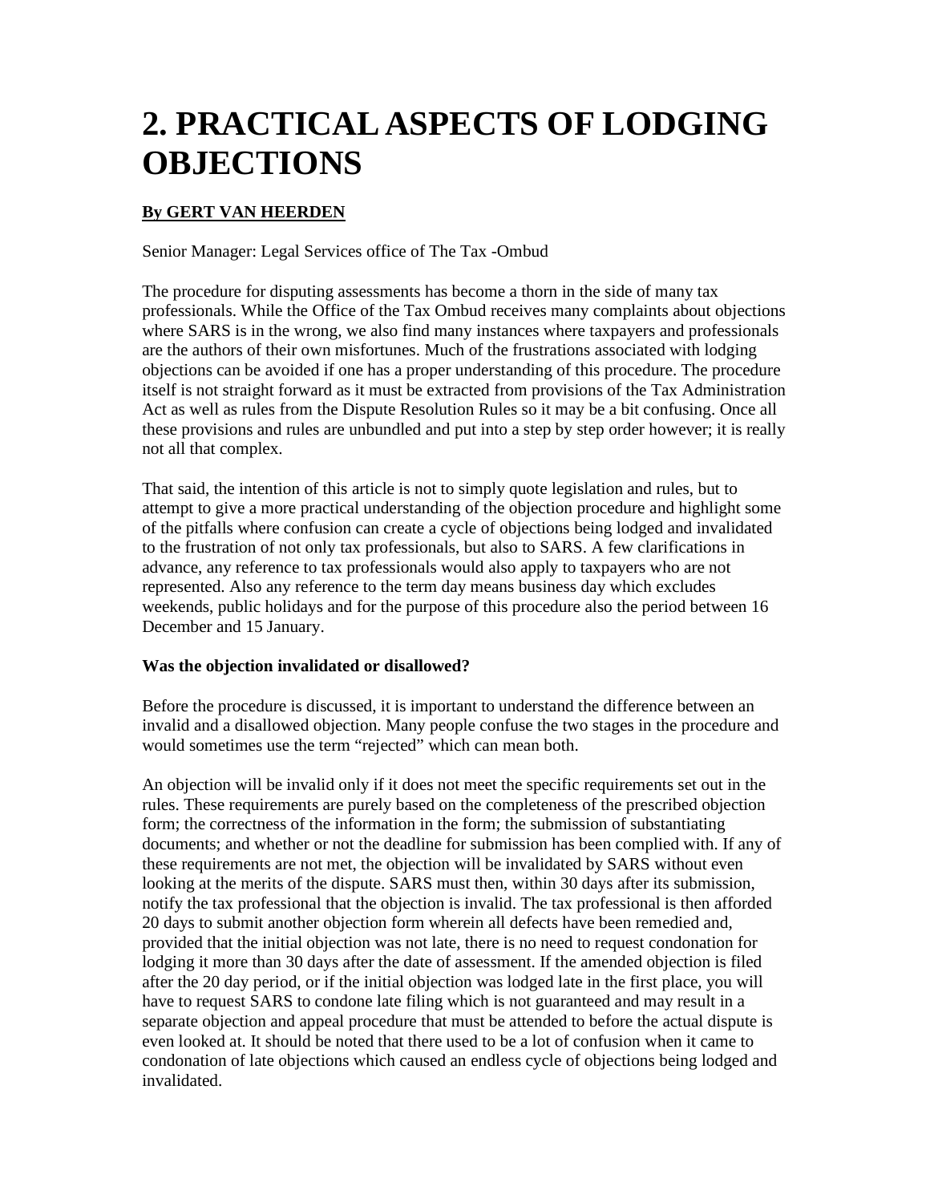# 2. PRACTICAL ASPECTS OF LODGING OBJECTIONS

**By GERT VAN HEERDEN**

Senior Manager: Legal Services office of The Tax -Ombud

The procedure for disputing assessments has become a thorn in the side of many tax professionals. While the Office of the Tax Ombud receives many complaints about objections where SARS is in the wrong, we also find many instances where taxpayers and professionals are the authors of their own misfortunes. Much of the frustrations associated with lodging objections can be avoided if one has a proper understanding of this procedure. The procedure itself is not straight forward as it must be extracted from provisions of the Tax Administration Act as well as rules from the Dispute Resolution Rules so it may be a bit confusing. Once all these provisions and rules are unbundled and put into a step by step order however; it is really not all that complex.

That said, the intention of this article is not to simply quote legislation and rules, but to attempt to give a more practical understanding of the objection procedure and highlight some of the pitfalls where confusion can create a cycle of objections being lodged and invalidated to the frustration of not only tax professionals, but also to SARS. A few clarifications in advance, any reference to tax professionals would also apply to taxpayers who are not represented. Also any reference to the term day means business day which excludes weekends, public holidays and for the purpose of this procedure also the period between 16 December and 15 January.

**Was the objection invalidated or disallowed?**

Before the procedure is discussed, it is important to understand the difference between an invalid and a disallowed objection. Many people confuse the two stages in the procedure and would sometimes use the term "rejected" which can mean both.

An objection will be invalid only if it does not meet the specific requirements set out in the rules. These requirements are purely based on the completeness of the prescribed objection form; the correctness of the information in the form; the submission of substantiating documents; and whether or not the deadline for submission has been complied with. If any of these requirements are not met, the objection will be invalidated by SARS without even looking at the merits of the dispute. SARS must then, within 30 days after its submission, notify the tax professional that the objection is invalid. The tax professional is then afforded 20 days to submit another objection form wherein all defects have been remedied and, provided that the initial objection was not late, there is no need to request condonation for lodging it more than 30 days after the date of assessment. If the amended objection is filed after the 20 day period, or if the initial objection was lodged late in the first place, you will have to request SARS to condone late filing which is not guaranteed and may result in a separate objection and appeal procedure that must be attended to before the actual dispute is even looked at. It should be noted that there used to be a lot of confusion when it came to condonation of late objections which caused an endless cycle of objections being lodged and invalidated.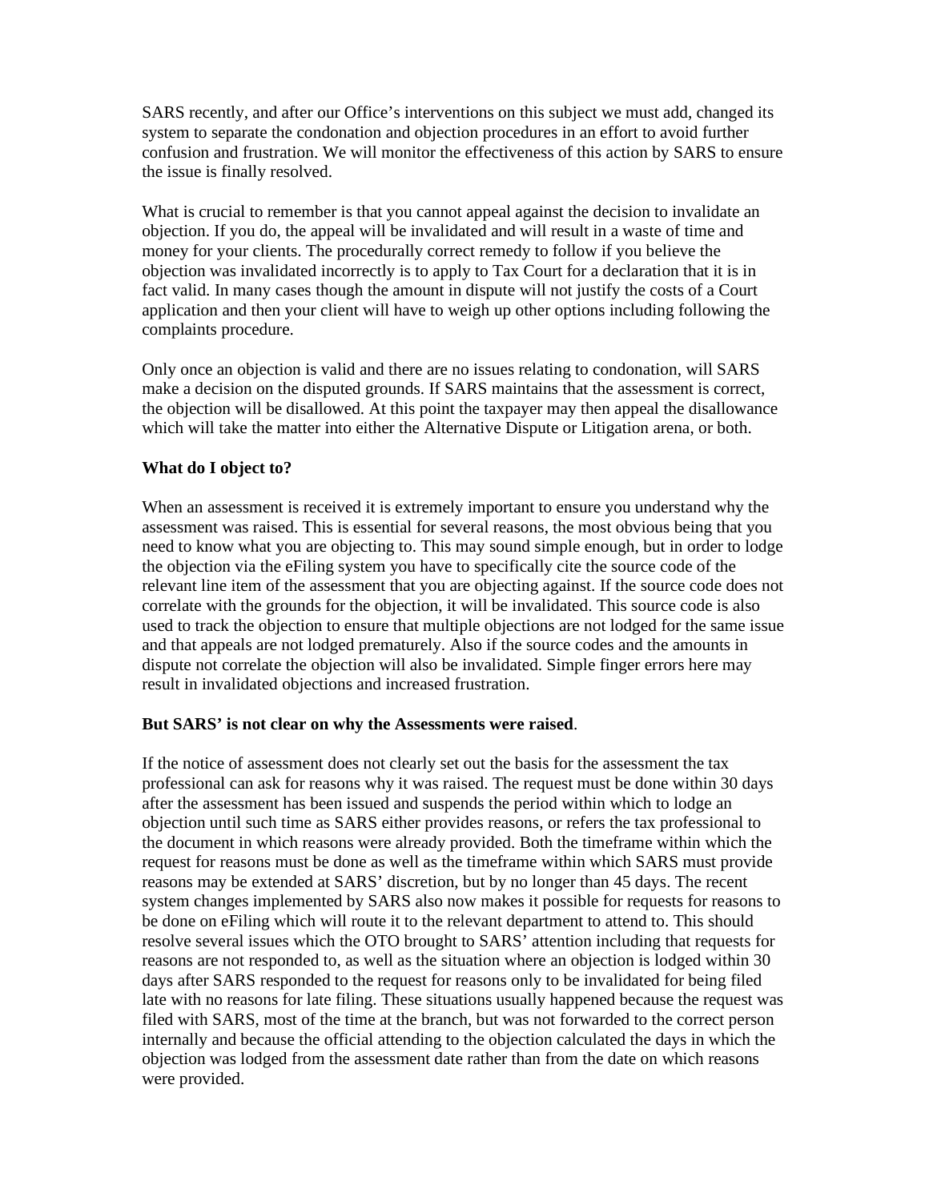SARS recently, and after our Office's interventions on this subject we must add, changed its system to separate the condonation and objection procedures in an effort to avoid further confusion and frustration. We will monitor the effectiveness of this action by SARS to ensure the issue is finally resolved.

What is crucial to remember is that you cannot appeal against the decision to invalidate an objection. If you do, the appeal will be invalidated and will result in a waste of time and money for your clients. The procedurally correct remedy to follow if you believe the objection was invalidated incorrectly is to apply to Tax Court for a declaration that it is in fact valid. In many cases though the amount in dispute will not justify the costs of a Court application and then your client will have to weigh up other options including following the complaints procedure.

Only once an objection is valid and there are no issues relating to condonation, will SARS make a decision on the disputed grounds. If SARS maintains that the assessment is correct, the objection will be disallowed. At this point the taxpayer may then appeal the disallowance which will take the matter into either the Alternative Dispute or Litigation arena, or both.

**What do I object to?**

When an assessment is received it is extremely important to ensure you understand why the assessment was raised. This is essential for several reasons, the most obvious being that you need to know what you are objecting to. This may sound simple enough, but in order to lodge the objection via the eFiling system you have to specifically cite the source code of the relevant line item of the assessment that you are objecting against. If the source code does not correlate with the grounds for the objection, it will be invalidated. This source code is also used to track the objection to ensure that multiple objections are not lodged for the same issue and that appeals are not lodged prematurely. Also if the source codes and the amounts in dispute not correlate the objection will also be invalidated. Simple finger errors here may result in invalidated objections and increased frustration.

**But SARS' is not clear on why the Assessments were raised**.

If the notice of assessment does not clearly set out the basis for the assessment the tax professional can ask for reasons why it was raised. The request must be done within 30 days after the assessment has been issued and suspends the period within which to lodge an objection until such time as SARS either provides reasons, or refers the tax professional to the document in which reasons were already provided. Both the timeframe within which the request for reasons must be done as well as the timeframe within which SARS must provide reasons may be extended at SARS' discretion, but by no longer than 45 days. The recent system changes implemented by SARS also now makes it possible for requests for reasons to be done on eFiling which will route it to the relevant department to attend to. This should resolve several issues which the OTO brought to SARS' attention including that requests for reasons are not responded to, as well as the situation where an objection is lodged within 30 days after SARS responded to the request for reasons only to be invalidated for being filed late with no reasons for late filing. These situations usually happened because the request was filed with SARS, most of the time at the branch, but was not forwarded to the correct person internally and because the official attending to the objection calculated the days in which the objection was lodged from the assessment date rather than from the date on which reasons were provided.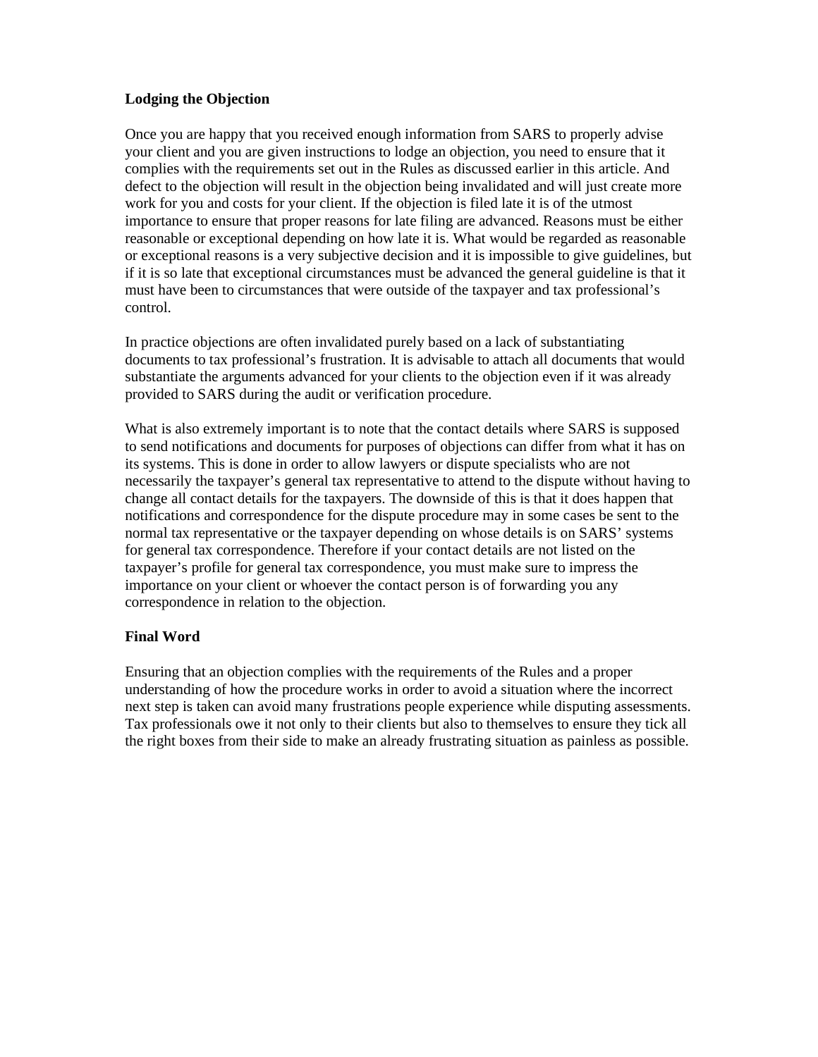**Lodging the Objection**

Once you are happy that you received enough information from SARS to properly advise your client and you are given instructions to lodge an objection, you need to ensure that it complies with the requirements set out in the Rules as discussed earlier in this article. And defect to the objection will result in the objection being invalidated and will just create more work for you and costs for your client. If the objection is filed late it is of the utmost importance to ensure that proper reasons for late filing are advanced. Reasons must be either reasonable or exceptional depending on how late it is. What would be regarded as reasonable or exceptional reasons is a very subjective decision and it is impossible to give guidelines, but if it is so late that exceptional circumstances must be advanced the general guideline is that it must have been to circumstances that were outside of the taxpayer and tax professional's control.

In practice objections are often invalidated purely based on a lack of substantiating documents to tax professional's frustration. It is advisable to attach all documents that would substantiate the arguments advanced for your clients to the objection even if it was already provided to SARS during the audit or verification procedure.

What is also extremely important is to note that the contact details where SARS is supposed to send notifications and documents for purposes of objections can differ from what it has on its systems. This is done in order to allow lawyers or dispute specialists who are not necessarily the taxpayer's general tax representative to attend to the dispute without having to change all contact details for the taxpayers. The downside of this is that it does happen that notifications and correspondence for the dispute procedure may in some cases be sent to the normal tax representative or the taxpayer depending on whose details is on SARS' systems for general tax correspondence. Therefore if your contact details are not listed on the taxpayer's profile for general tax correspondence, you must make sure to impress the importance on your client or whoever the contact person is of forwarding you any correspondence in relation to the objection.

**Final Word**

Ensuring that an objection complies with the requirements of the Rules and a proper understanding of how the procedure works in order to avoid a situation where the incorrect next step is taken can avoid many frustrations people experience while disputing assessments. Tax professionals owe it not only to their clients but also to themselves to ensure they tick all the right boxes from their side to make an already frustrating situation as painless as possible.